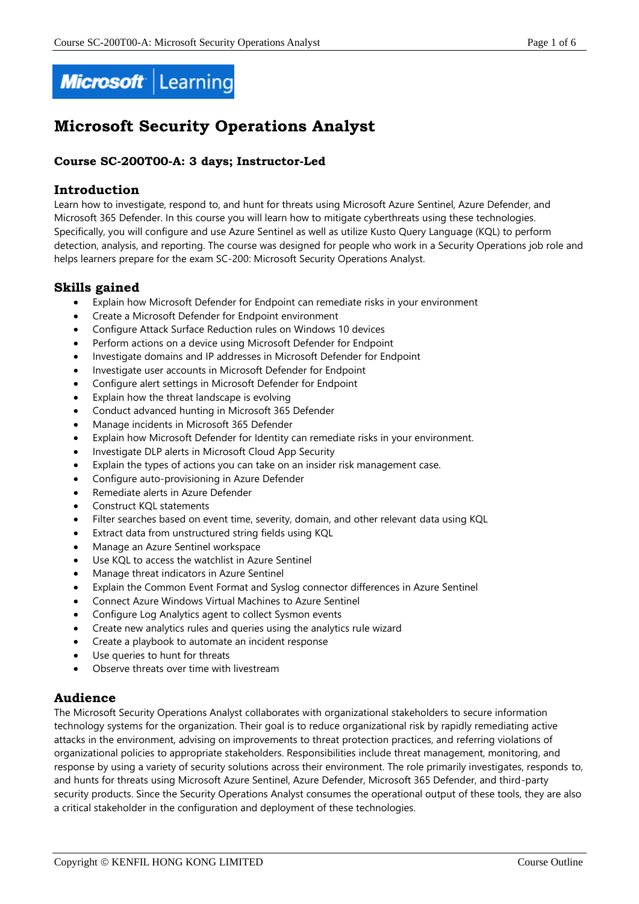# Microsoft Security Operations Analyst

### Course SC-200T00-A: 3 days; Instructor-Led

## Introduction

Learn how to investigate, respond to, and hunt for threats using Microsoft Azure Sentinel, Azure Defender, and Microsoft 365 Defender. In this course you will learn how to mitigate cyberthreats using these technologies. Specifically, you will configure and use Azure Sentinel as well as utilize Kusto Query Language (KQL) to perform detection, analysis, and reporting. The course was designed for people who work in a Security Operations job role and helps learners prepare for the exam SC-200: Microsoft Security Operations Analyst.

## Skills gained

- Explain how Microsoft Defender for Endpoint can remediate risks in your environment
- Create a Microsoft Defender for Endpoint environment
- Configure Attack Surface Reduction rules on Windows 10 devices
- Perform actions on a device using Microsoft Defender for Endpoint
- Investigate domains and IP addresses in Microsoft Defender for Endpoint
- Investigate user accounts in Microsoft Defender for Endpoint
- Configure alert settings in Microsoft Defender for Endpoint
- Explain how the threat landscape is evolving
- Conduct advanced hunting in Microsoft 365 Defender
- Manage incidents in Microsoft 365 Defender
- Explain how Microsoft Defender for Identity can remediate risks in your environment.
- Investigate DLP alerts in Microsoft Cloud App Security
- Explain the types of actions you can take on an insider risk management case.
- Configure auto-provisioning in Azure Defender
- Remediate alerts in Azure Defender
- Construct KQL statements
- Filter searches based on event time, severity, domain, and other relevant data using KQL
- Extract data from unstructured string fields using KQL
- Manage an Azure Sentinel workspace
- Use KQL to access the watchlist in Azure Sentinel
- Manage threat indicators in Azure Sentinel
- Explain the Common Event Format and Syslog connector differences in Azure Sentinel
- Connect Azure Windows Virtual Machines to Azure Sentinel
- Configure Log Analytics agent to collect Sysmon events
- Create new analytics rules and queries using the analytics rule wizard
- Create a playbook to automate an incident response
- Use queries to hunt for threats
- Observe threats over time with livestream

## Audience

The Microsoft Security Operations Analyst collaborates with organizational stakeholders to secure information technology systems for the organization. Their goal is to reduce organizational risk by rapidly remediating active attacks in the environment, advising on improvements to threat protection practices, and referring violations of organizational policies to appropriate stakeholders. Responsibilities include threat management, monitoring, and response by using a variety of security solutions across their environment. The role primarily investigates, responds to, and hunts for threats using Microsoft Azure Sentinel, Azure Defender, Microsoft 365 Defender, and third-party security products. Since the Security Operations Analyst consumes the operational output of these tools, they are also a critical stakeholder in the configuration and deployment of these technologies.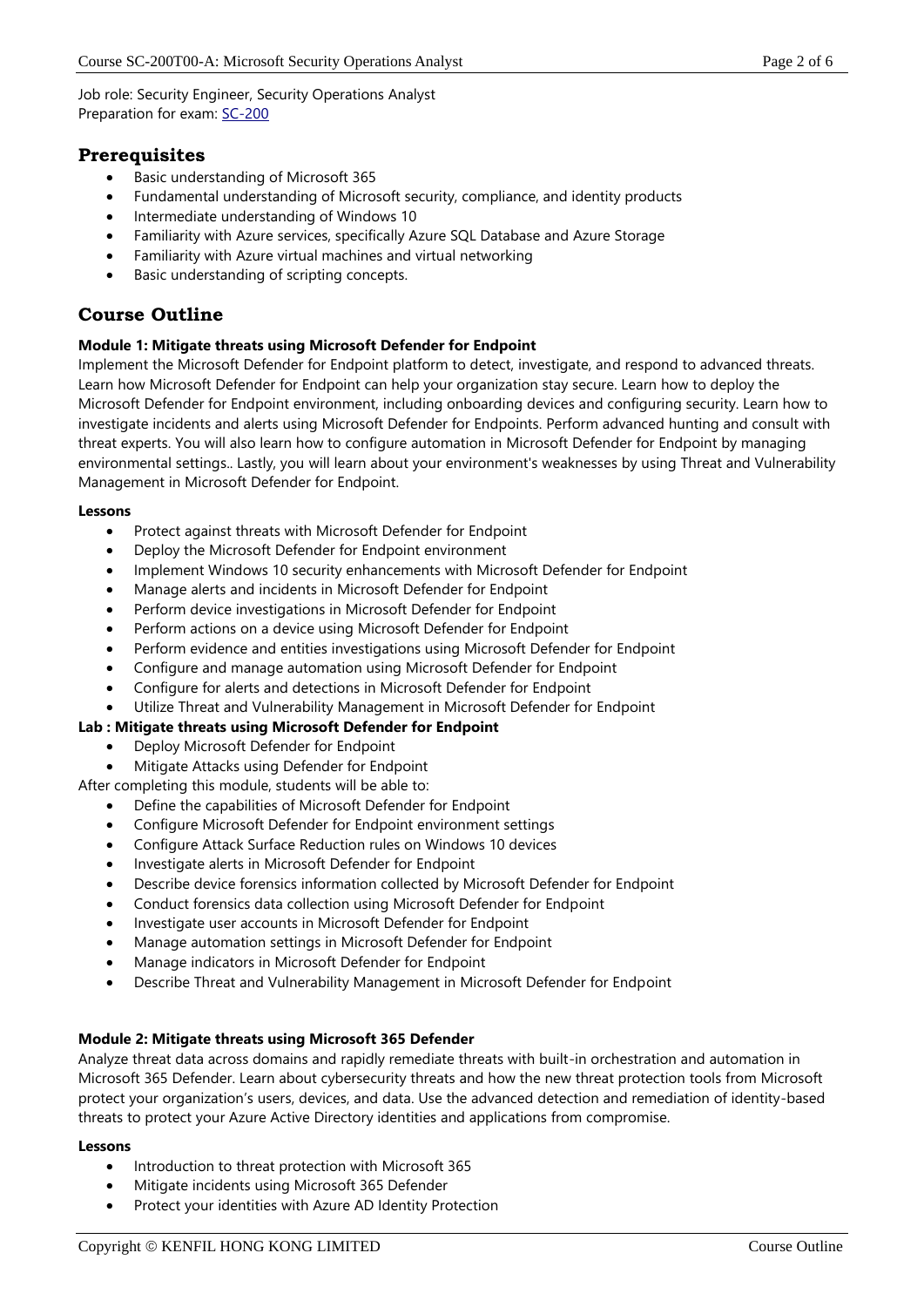Job role: Security Engineer, Security Operations Analyst
Preparation for exam: SC-200

## Prerequisites

- Basic understanding of Microsoft 365
- Fundamental understanding of Microsoft security, compliance, and identity products
- Intermediate understanding of Windows 10
- Familiarity with Azure services, specifically Azure SQL Database and Azure Storage
- Familiarity with Azure virtual machines and virtual networking
- Basic understanding of scripting concepts.

## Course Outline

**Module 1: Mitigate threats using Microsoft Defender for Endpoint**

Implement the Microsoft Defender for Endpoint platform to detect, investigate, and respond to advanced threats. Learn how Microsoft Defender for Endpoint can help your organization stay secure. Learn how to deploy the Microsoft Defender for Endpoint environment, including onboarding devices and configuring security. Learn how to investigate incidents and alerts using Microsoft Defender for Endpoints. Perform advanced hunting and consult with threat experts. You will also learn how to configure automation in Microsoft Defender for Endpoint by managing environmental settings.. Lastly, you will learn about your environment's weaknesses by using Threat and Vulnerability Management in Microsoft Defender for Endpoint.

**Lessons**

- Protect against threats with Microsoft Defender for Endpoint
- Deploy the Microsoft Defender for Endpoint environment
- Implement Windows 10 security enhancements with Microsoft Defender for Endpoint
- Manage alerts and incidents in Microsoft Defender for Endpoint
- Perform device investigations in Microsoft Defender for Endpoint
- Perform actions on a device using Microsoft Defender for Endpoint
- Perform evidence and entities investigations using Microsoft Defender for Endpoint
- Configure and manage automation using Microsoft Defender for Endpoint
- Configure for alerts and detections in Microsoft Defender for Endpoint
- Utilize Threat and Vulnerability Management in Microsoft Defender for Endpoint

**Lab : Mitigate threats using Microsoft Defender for Endpoint**

- Deploy Microsoft Defender for Endpoint
- Mitigate Attacks using Defender for Endpoint

After completing this module, students will be able to:

- Define the capabilities of Microsoft Defender for Endpoint
- Configure Microsoft Defender for Endpoint environment settings
- Configure Attack Surface Reduction rules on Windows 10 devices
- Investigate alerts in Microsoft Defender for Endpoint
- Describe device forensics information collected by Microsoft Defender for Endpoint
- Conduct forensics data collection using Microsoft Defender for Endpoint
- Investigate user accounts in Microsoft Defender for Endpoint
- Manage automation settings in Microsoft Defender for Endpoint
- Manage indicators in Microsoft Defender for Endpoint
- Describe Threat and Vulnerability Management in Microsoft Defender for Endpoint

**Module 2: Mitigate threats using Microsoft 365 Defender**

Analyze threat data across domains and rapidly remediate threats with built-in orchestration and automation in Microsoft 365 Defender. Learn about cybersecurity threats and how the new threat protection tools from Microsoft protect your organization's users, devices, and data. Use the advanced detection and remediation of identity-based threats to protect your Azure Active Directory identities and applications from compromise.

**Lessons**

- Introduction to threat protection with Microsoft 365
- Mitigate incidents using Microsoft 365 Defender
- Protect your identities with Azure AD Identity Protection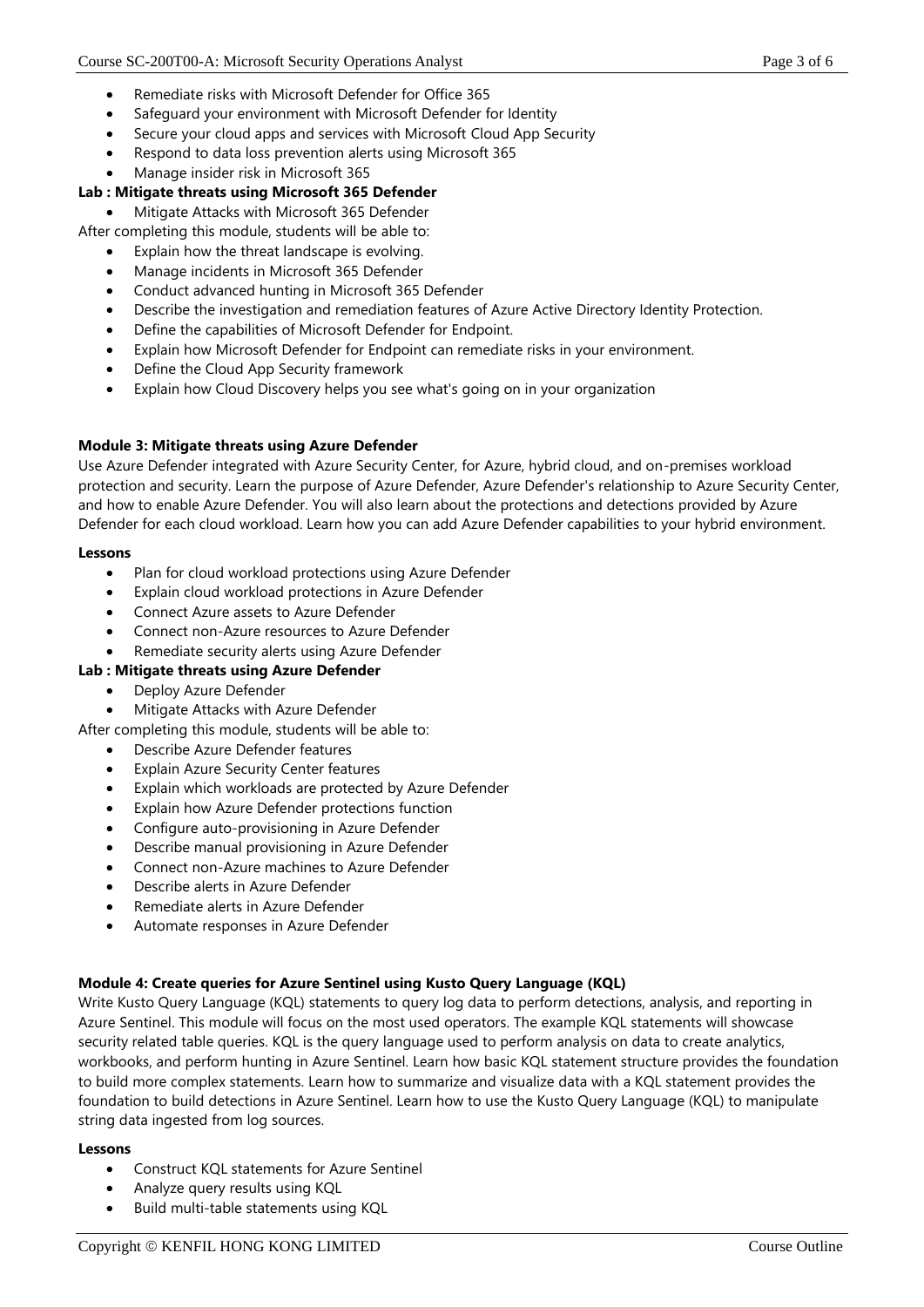- Remediate risks with Microsoft Defender for Office 365
- Safeguard your environment with Microsoft Defender for Identity
- Secure your cloud apps and services with Microsoft Cloud App Security
- Respond to data loss prevention alerts using Microsoft 365
- Manage insider risk in Microsoft 365

**Lab : Mitigate threats using Microsoft 365 Defender**

- Mitigate Attacks with Microsoft 365 Defender

After completing this module, students will be able to:

- Explain how the threat landscape is evolving.
- Manage incidents in Microsoft 365 Defender
- Conduct advanced hunting in Microsoft 365 Defender
- Describe the investigation and remediation features of Azure Active Directory Identity Protection.
- Define the capabilities of Microsoft Defender for Endpoint.
- Explain how Microsoft Defender for Endpoint can remediate risks in your environment.
- Define the Cloud App Security framework
- Explain how Cloud Discovery helps you see what's going on in your organization

**Module 3: Mitigate threats using Azure Defender**

Use Azure Defender integrated with Azure Security Center, for Azure, hybrid cloud, and on-premises workload protection and security. Learn the purpose of Azure Defender, Azure Defender's relationship to Azure Security Center, and how to enable Azure Defender. You will also learn about the protections and detections provided by Azure Defender for each cloud workload. Learn how you can add Azure Defender capabilities to your hybrid environment.

**Lessons**

- Plan for cloud workload protections using Azure Defender
- Explain cloud workload protections in Azure Defender
- Connect Azure assets to Azure Defender
- Connect non-Azure resources to Azure Defender
- Remediate security alerts using Azure Defender

**Lab : Mitigate threats using Azure Defender**

- Deploy Azure Defender
- Mitigate Attacks with Azure Defender

After completing this module, students will be able to:

- Describe Azure Defender features
- Explain Azure Security Center features
- Explain which workloads are protected by Azure Defender
- Explain how Azure Defender protections function
- Configure auto-provisioning in Azure Defender
- Describe manual provisioning in Azure Defender
- Connect non-Azure machines to Azure Defender
- Describe alerts in Azure Defender
- Remediate alerts in Azure Defender
- Automate responses in Azure Defender

**Module 4: Create queries for Azure Sentinel using Kusto Query Language (KQL)**

Write Kusto Query Language (KQL) statements to query log data to perform detections, analysis, and reporting in Azure Sentinel. This module will focus on the most used operators. The example KQL statements will showcase security related table queries. KQL is the query language used to perform analysis on data to create analytics, workbooks, and perform hunting in Azure Sentinel. Learn how basic KQL statement structure provides the foundation to build more complex statements. Learn how to summarize and visualize data with a KQL statement provides the foundation to build detections in Azure Sentinel. Learn how to use the Kusto Query Language (KQL) to manipulate string data ingested from log sources.

**Lessons**

- Construct KQL statements for Azure Sentinel
- Analyze query results using KQL
- Build multi-table statements using KQL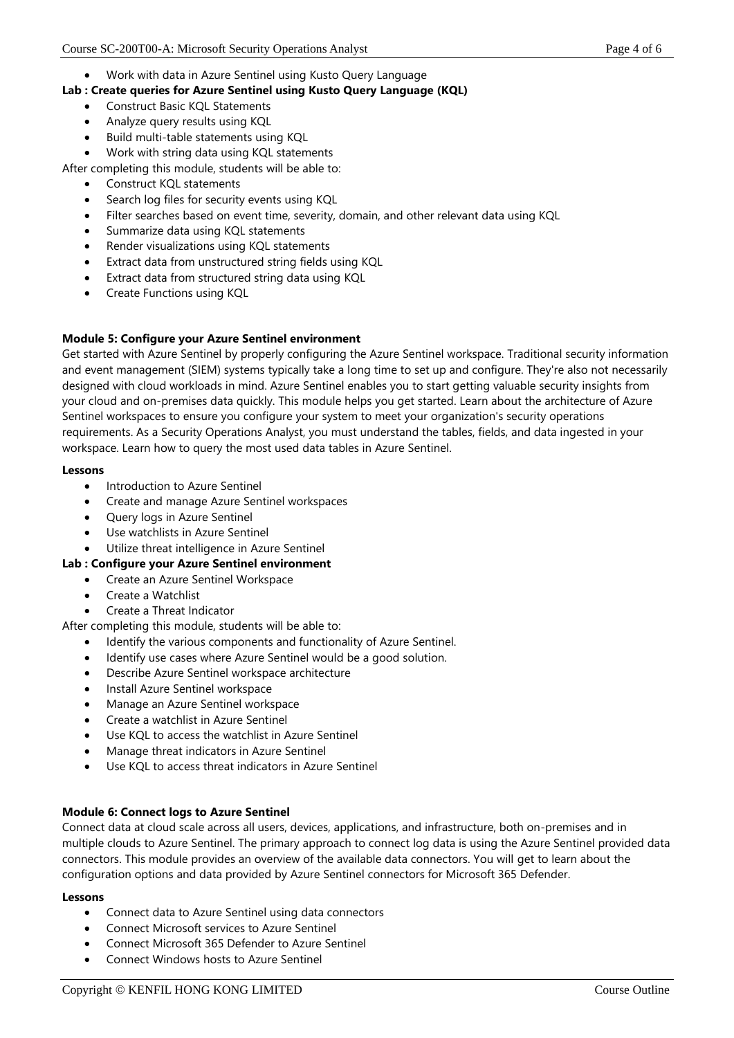- Work with data in Azure Sentinel using Kusto Query Language

**Lab : Create queries for Azure Sentinel using Kusto Query Language (KQL)**

- Construct Basic KQL Statements
- Analyze query results using KQL
- Build multi-table statements using KQL
- Work with string data using KQL statements

After completing this module, students will be able to:

- Construct KQL statements
- Search log files for security events using KQL
- Filter searches based on event time, severity, domain, and other relevant data using KQL
- Summarize data using KQL statements
- Render visualizations using KQL statements
- Extract data from unstructured string fields using KQL
- Extract data from structured string data using KQL
- Create Functions using KQL

**Module 5: Configure your Azure Sentinel environment**

Get started with Azure Sentinel by properly configuring the Azure Sentinel workspace. Traditional security information and event management (SIEM) systems typically take a long time to set up and configure. They're also not necessarily designed with cloud workloads in mind. Azure Sentinel enables you to start getting valuable security insights from your cloud and on-premises data quickly. This module helps you get started. Learn about the architecture of Azure Sentinel workspaces to ensure you configure your system to meet your organization's security operations requirements. As a Security Operations Analyst, you must understand the tables, fields, and data ingested in your workspace. Learn how to query the most used data tables in Azure Sentinel.

**Lessons**

- Introduction to Azure Sentinel
- Create and manage Azure Sentinel workspaces
- Query logs in Azure Sentinel
- Use watchlists in Azure Sentinel
- Utilize threat intelligence in Azure Sentinel

**Lab : Configure your Azure Sentinel environment**

- Create an Azure Sentinel Workspace
- Create a Watchlist
- Create a Threat Indicator

After completing this module, students will be able to:

- Identify the various components and functionality of Azure Sentinel.
- Identify use cases where Azure Sentinel would be a good solution.
- Describe Azure Sentinel workspace architecture
- Install Azure Sentinel workspace
- Manage an Azure Sentinel workspace
- Create a watchlist in Azure Sentinel
- Use KQL to access the watchlist in Azure Sentinel
- Manage threat indicators in Azure Sentinel
- Use KQL to access threat indicators in Azure Sentinel

**Module 6: Connect logs to Azure Sentinel**

Connect data at cloud scale across all users, devices, applications, and infrastructure, both on-premises and in multiple clouds to Azure Sentinel. The primary approach to connect log data is using the Azure Sentinel provided data connectors. This module provides an overview of the available data connectors. You will get to learn about the configuration options and data provided by Azure Sentinel connectors for Microsoft 365 Defender.

**Lessons**

- Connect data to Azure Sentinel using data connectors
- Connect Microsoft services to Azure Sentinel
- Connect Microsoft 365 Defender to Azure Sentinel
- Connect Windows hosts to Azure Sentinel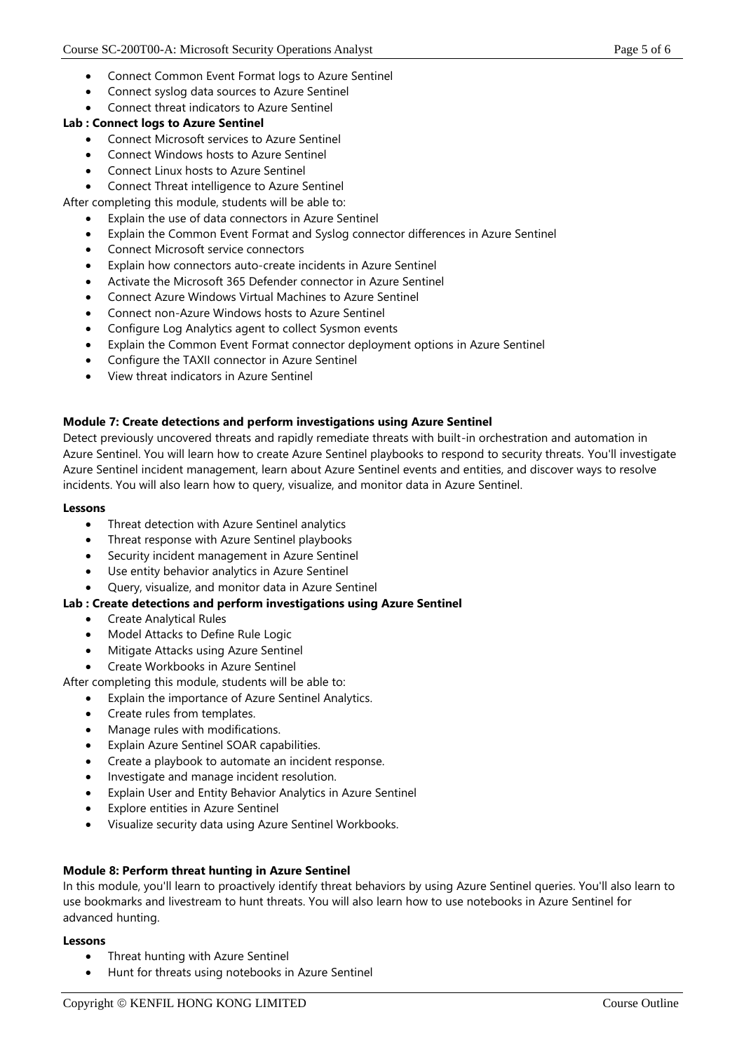- Connect Common Event Format logs to Azure Sentinel
- Connect syslog data sources to Azure Sentinel
- Connect threat indicators to Azure Sentinel

**Lab : Connect logs to Azure Sentinel**

- Connect Microsoft services to Azure Sentinel
- Connect Windows hosts to Azure Sentinel
- Connect Linux hosts to Azure Sentinel
- Connect Threat intelligence to Azure Sentinel

After completing this module, students will be able to:

- Explain the use of data connectors in Azure Sentinel
- Explain the Common Event Format and Syslog connector differences in Azure Sentinel
- Connect Microsoft service connectors
- Explain how connectors auto-create incidents in Azure Sentinel
- Activate the Microsoft 365 Defender connector in Azure Sentinel
- Connect Azure Windows Virtual Machines to Azure Sentinel
- Connect non-Azure Windows hosts to Azure Sentinel
- Configure Log Analytics agent to collect Sysmon events
- Explain the Common Event Format connector deployment options in Azure Sentinel
- Configure the TAXII connector in Azure Sentinel
- View threat indicators in Azure Sentinel

### Module 7: Create detections and perform investigations using Azure Sentinel

Detect previously uncovered threats and rapidly remediate threats with built-in orchestration and automation in Azure Sentinel. You will learn how to create Azure Sentinel playbooks to respond to security threats. You'll investigate Azure Sentinel incident management, learn about Azure Sentinel events and entities, and discover ways to resolve incidents. You will also learn how to query, visualize, and monitor data in Azure Sentinel.

**Lessons**

- Threat detection with Azure Sentinel analytics
- Threat response with Azure Sentinel playbooks
- Security incident management in Azure Sentinel
- Use entity behavior analytics in Azure Sentinel
- Query, visualize, and monitor data in Azure Sentinel

**Lab : Create detections and perform investigations using Azure Sentinel**

- Create Analytical Rules
- Model Attacks to Define Rule Logic
- Mitigate Attacks using Azure Sentinel
- Create Workbooks in Azure Sentinel

After completing this module, students will be able to:

- Explain the importance of Azure Sentinel Analytics.
- Create rules from templates.
- Manage rules with modifications.
- Explain Azure Sentinel SOAR capabilities.
- Create a playbook to automate an incident response.
- Investigate and manage incident resolution.
- Explain User and Entity Behavior Analytics in Azure Sentinel
- Explore entities in Azure Sentinel
- Visualize security data using Azure Sentinel Workbooks.

### Module 8: Perform threat hunting in Azure Sentinel

In this module, you'll learn to proactively identify threat behaviors by using Azure Sentinel queries. You'll also learn to use bookmarks and livestream to hunt threats. You will also learn how to use notebooks in Azure Sentinel for advanced hunting.

**Lessons**

- Threat hunting with Azure Sentinel
- Hunt for threats using notebooks in Azure Sentinel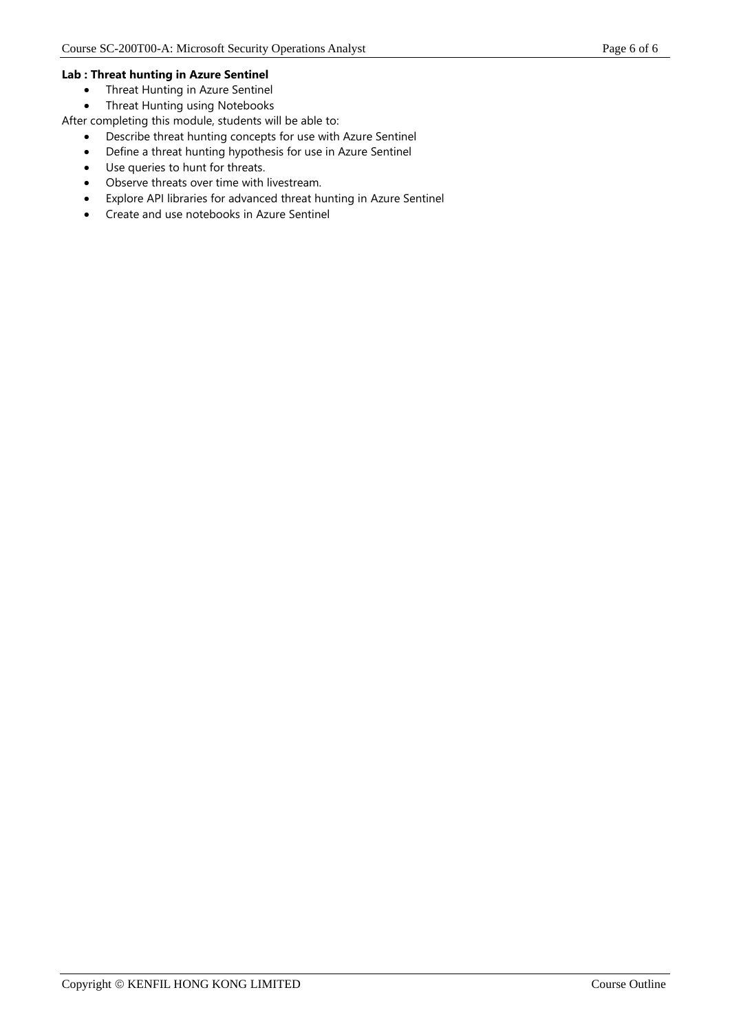**Lab : Threat hunting in Azure Sentinel**

- Threat Hunting in Azure Sentinel
- Threat Hunting using Notebooks

After completing this module, students will be able to:

- Describe threat hunting concepts for use with Azure Sentinel
- Define a threat hunting hypothesis for use in Azure Sentinel
- Use queries to hunt for threats.
- Observe threats over time with livestream.
- Explore API libraries for advanced threat hunting in Azure Sentinel
- Create and use notebooks in Azure Sentinel